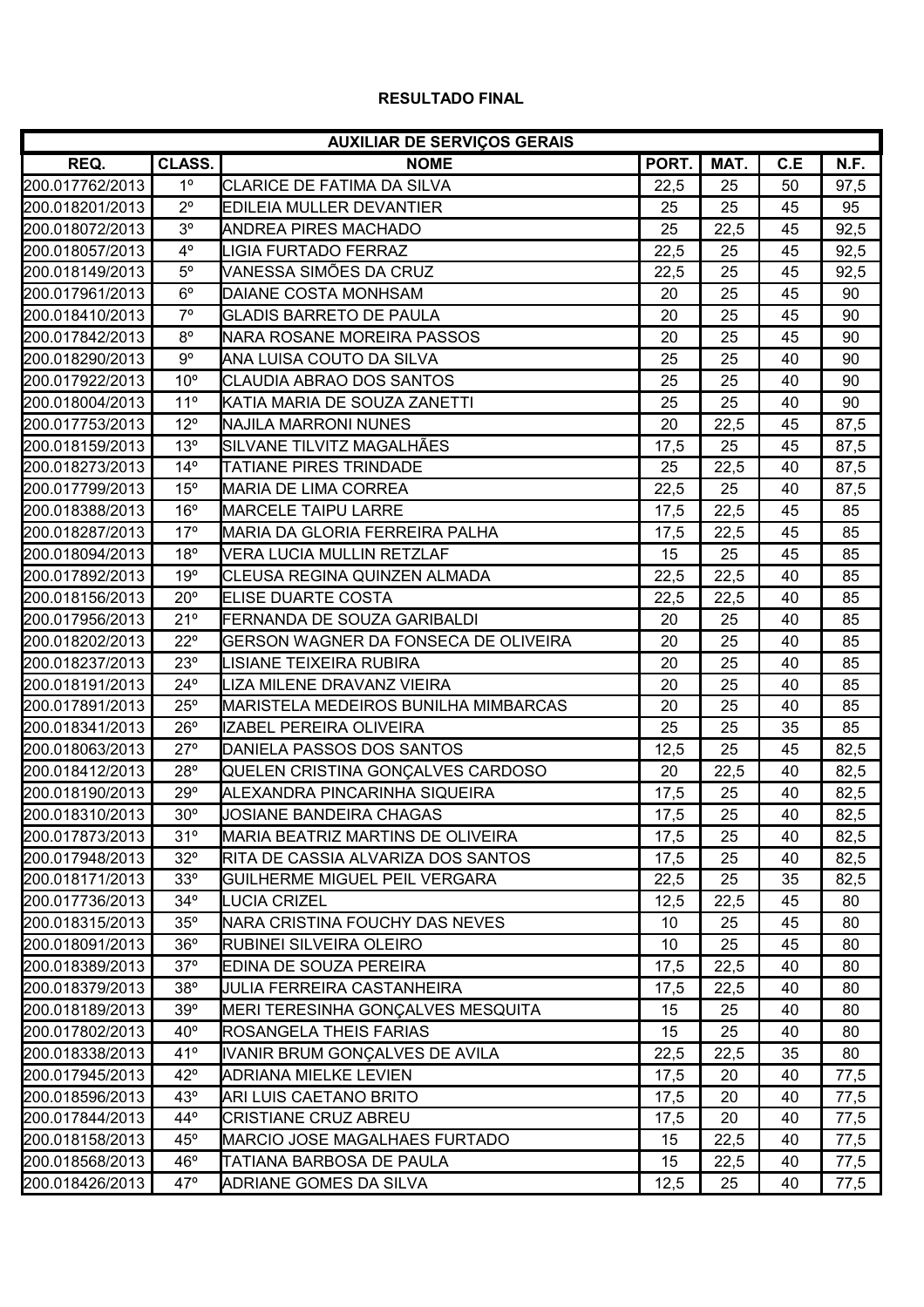**RESULTADO FINAL**

| AUXILIAR DE SERVIÇOS GERAIS | | | | | | |
|---|---|---|---|---|---|---|
| REQ. | CLASS. | NOME | PORT. | MAT. | C.E | N.F. |
| 200.017762/2013 | 1º | CLARICE DE FATIMA DA SILVA | 22,5 | 25 | 50 | 97,5 |
| 200.018201/2013 | 2º | EDILEIA MULLER DEVANTIER | 25 | 25 | 45 | 95 |
| 200.018072/2013 | 3º | ANDREA PIRES MACHADO | 25 | 22,5 | 45 | 92,5 |
| 200.018057/2013 | 4º | LIGIA FURTADO FERRAZ | 22,5 | 25 | 45 | 92,5 |
| 200.018149/2013 | 5º | VANESSA SIMÕES DA CRUZ | 22,5 | 25 | 45 | 92,5 |
| 200.017961/2013 | 6º | DAIANE COSTA MONHSAM | 20 | 25 | 45 | 90 |
| 200.018410/2013 | 7º | GLADIS BARRETO DE PAULA | 20 | 25 | 45 | 90 |
| 200.017842/2013 | 8º | NARA ROSANE MOREIRA PASSOS | 20 | 25 | 45 | 90 |
| 200.018290/2013 | 9º | ANA LUISA COUTO DA SILVA | 25 | 25 | 40 | 90 |
| 200.017922/2013 | 10º | CLAUDIA ABRAO DOS SANTOS | 25 | 25 | 40 | 90 |
| 200.018004/2013 | 11º | KATIA MARIA DE SOUZA ZANETTI | 25 | 25 | 40 | 90 |
| 200.017753/2013 | 12º | NAJILA MARRONI NUNES | 20 | 22,5 | 45 | 87,5 |
| 200.018159/2013 | 13º | SILVANE TILVITZ MAGALHÃES | 17,5 | 25 | 45 | 87,5 |
| 200.018273/2013 | 14º | TATIANE PIRES TRINDADE | 25 | 22,5 | 40 | 87,5 |
| 200.017799/2013 | 15º | MARIA DE LIMA CORREA | 22,5 | 25 | 40 | 87,5 |
| 200.018388/2013 | 16º | MARCELE TAIPU LARRE | 17,5 | 22,5 | 45 | 85 |
| 200.018287/2013 | 17º | MARIA DA GLORIA FERREIRA PALHA | 17,5 | 22,5 | 45 | 85 |
| 200.018094/2013 | 18º | VERA LUCIA MULLIN RETZLAF | 15 | 25 | 45 | 85 |
| 200.017892/2013 | 19º | CLEUSA REGINA QUINZEN ALMADA | 22,5 | 22,5 | 40 | 85 |
| 200.018156/2013 | 20º | ELISE DUARTE COSTA | 22,5 | 22,5 | 40 | 85 |
| 200.017956/2013 | 21º | FERNANDA DE SOUZA GARIBALDI | 20 | 25 | 40 | 85 |
| 200.018202/2013 | 22º | GERSON WAGNER DA FONSECA DE OLIVEIRA | 20 | 25 | 40 | 85 |
| 200.018237/2013 | 23º | LISIANE TEIXEIRA RUBIRA | 20 | 25 | 40 | 85 |
| 200.018191/2013 | 24º | LIZA MILENE DRAVANZ VIEIRA | 20 | 25 | 40 | 85 |
| 200.017891/2013 | 25º | MARISTELA MEDEIROS BUNILHA MIMBARCAS | 20 | 25 | 40 | 85 |
| 200.018341/2013 | 26º | IZABEL PEREIRA OLIVEIRA | 25 | 25 | 35 | 85 |
| 200.018063/2013 | 27º | DANIELA PASSOS DOS SANTOS | 12,5 | 25 | 45 | 82,5 |
| 200.018412/2013 | 28º | QUELEN CRISTINA GONÇALVES CARDOSO | 20 | 22,5 | 40 | 82,5 |
| 200.018190/2013 | 29º | ALEXANDRA PINCARINHA SIQUEIRA | 17,5 | 25 | 40 | 82,5 |
| 200.018310/2013 | 30º | JOSIANE BANDEIRA CHAGAS | 17,5 | 25 | 40 | 82,5 |
| 200.017873/2013 | 31º | MARIA BEATRIZ MARTINS DE OLIVEIRA | 17,5 | 25 | 40 | 82,5 |
| 200.017948/2013 | 32º | RITA DE CASSIA ALVARIZA DOS SANTOS | 17,5 | 25 | 40 | 82,5 |
| 200.018171/2013 | 33º | GUILHERME MIGUEL PEIL VERGARA | 22,5 | 25 | 35 | 82,5 |
| 200.017736/2013 | 34º | LUCIA CRIZEL | 12,5 | 22,5 | 45 | 80 |
| 200.018315/2013 | 35º | NARA CRISTINA FOUCHY DAS NEVES | 10 | 25 | 45 | 80 |
| 200.018091/2013 | 36º | RUBINEI SILVEIRA OLEIRO | 10 | 25 | 45 | 80 |
| 200.018389/2013 | 37º | EDINA DE SOUZA PEREIRA | 17,5 | 22,5 | 40 | 80 |
| 200.018379/2013 | 38º | JULIA FERREIRA CASTANHEIRA | 17,5 | 22,5 | 40 | 80 |
| 200.018189/2013 | 39º | MERI TERESINHA GONÇALVES MESQUITA | 15 | 25 | 40 | 80 |
| 200.017802/2013 | 40º | ROSANGELA THEIS FARIAS | 15 | 25 | 40 | 80 |
| 200.018338/2013 | 41º | IVANIR BRUM GONÇALVES DE AVILA | 22,5 | 22,5 | 35 | 80 |
| 200.017945/2013 | 42º | ADRIANA MIELKE LEVIEN | 17,5 | 20 | 40 | 77,5 |
| 200.018596/2013 | 43º | ARI LUIS CAETANO BRITO | 17,5 | 20 | 40 | 77,5 |
| 200.017844/2013 | 44º | CRISTIANE CRUZ ABREU | 17,5 | 20 | 40 | 77,5 |
| 200.018158/2013 | 45º | MARCIO JOSE MAGALHAES FURTADO | 15 | 22,5 | 40 | 77,5 |
| 200.018568/2013 | 46º | TATIANA BARBOSA DE PAULA | 15 | 22,5 | 40 | 77,5 |
| 200.018426/2013 | 47º | ADRIANE GOMES DA SILVA | 12,5 | 25 | 40 | 77,5 |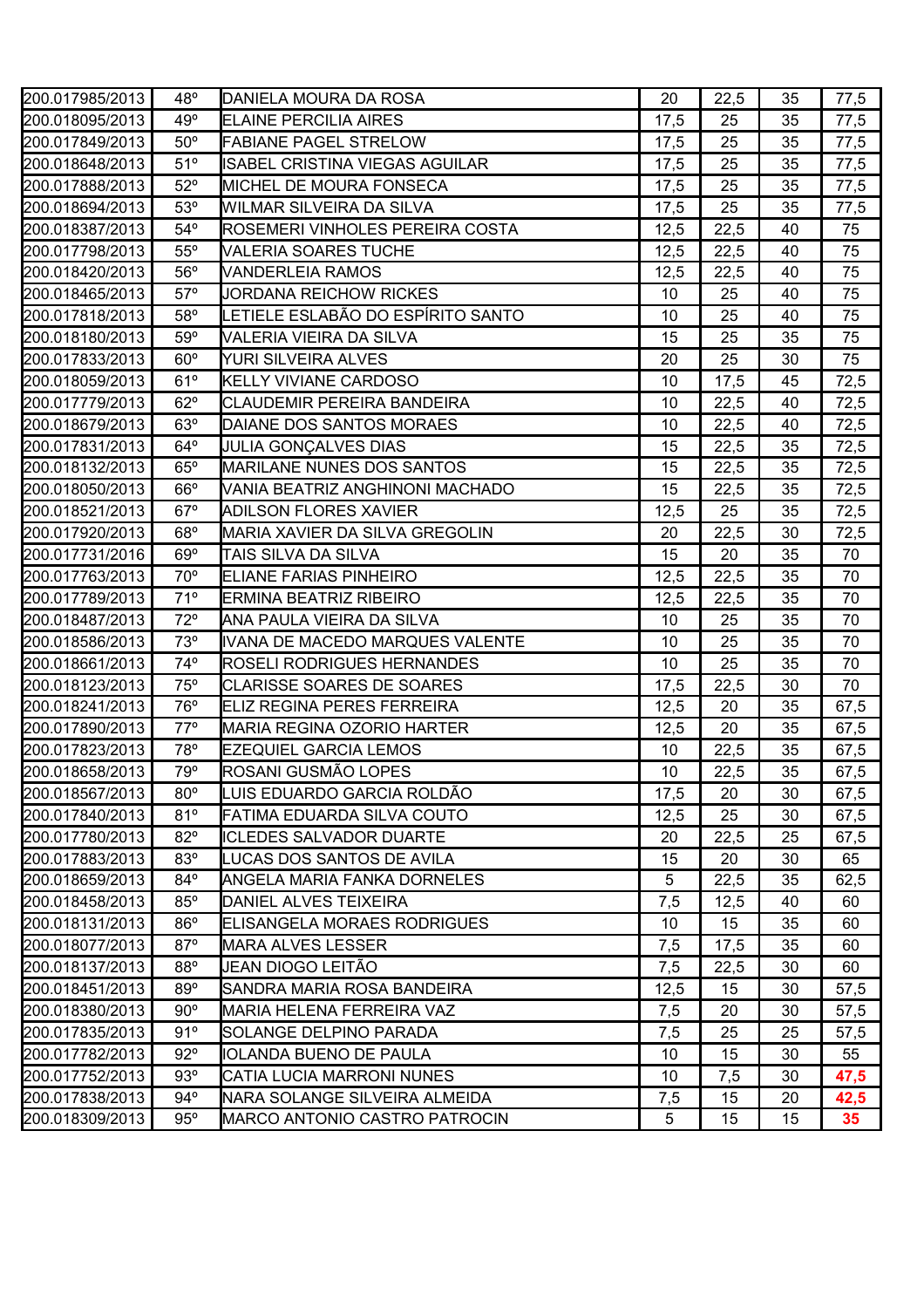| | | | | | | |
|---|---|---|---|---|---|---|
| 200.017985/2013 | 48º | DANIELA MOURA DA ROSA | 20 | 22,5 | 35 | 77,5 |
| 200.018095/2013 | 49º | ELAINE PERCILIA AIRES | 17,5 | 25 | 35 | 77,5 |
| 200.017849/2013 | 50º | FABIANE PAGEL STRELOW | 17,5 | 25 | 35 | 77,5 |
| 200.018648/2013 | 51º | ISABEL CRISTINA VIEGAS AGUILAR | 17,5 | 25 | 35 | 77,5 |
| 200.017888/2013 | 52º | MICHEL DE MOURA FONSECA | 17,5 | 25 | 35 | 77,5 |
| 200.018694/2013 | 53º | WILMAR SILVEIRA DA SILVA | 17,5 | 25 | 35 | 77,5 |
| 200.018387/2013 | 54º | ROSEMERI VINHOLES PEREIRA COSTA | 12,5 | 22,5 | 40 | 75 |
| 200.017798/2013 | 55º | VALERIA SOARES TUCHE | 12,5 | 22,5 | 40 | 75 |
| 200.018420/2013 | 56º | VANDERLEIA RAMOS | 12,5 | 22,5 | 40 | 75 |
| 200.018465/2013 | 57º | JORDANA REICHOW RICKES | 10 | 25 | 40 | 75 |
| 200.017818/2013 | 58º | LETIELE ESLABÃO DO ESPÍRITO SANTO | 10 | 25 | 40 | 75 |
| 200.018180/2013 | 59º | VALERIA VIEIRA DA SILVA | 15 | 25 | 35 | 75 |
| 200.017833/2013 | 60º | YURI SILVEIRA ALVES | 20 | 25 | 30 | 75 |
| 200.018059/2013 | 61º | KELLY VIVIANE CARDOSO | 10 | 17,5 | 45 | 72,5 |
| 200.017779/2013 | 62º | CLAUDEMIR PEREIRA BANDEIRA | 10 | 22,5 | 40 | 72,5 |
| 200.018679/2013 | 63º | DAIANE DOS SANTOS MORAES | 10 | 22,5 | 40 | 72,5 |
| 200.017831/2013 | 64º | JULIA GONÇALVES DIAS | 15 | 22,5 | 35 | 72,5 |
| 200.018132/2013 | 65º | MARILANE NUNES DOS SANTOS | 15 | 22,5 | 35 | 72,5 |
| 200.018050/2013 | 66º | VANIA BEATRIZ ANGHINONI MACHADO | 15 | 22,5 | 35 | 72,5 |
| 200.018521/2013 | 67º | ADILSON FLORES XAVIER | 12,5 | 25 | 35 | 72,5 |
| 200.017920/2013 | 68º | MARIA XAVIER DA SILVA GREGOLIN | 20 | 22,5 | 30 | 72,5 |
| 200.017731/2016 | 69º | TAIS SILVA DA SILVA | 15 | 20 | 35 | 70 |
| 200.017763/2013 | 70º | ELIANE FARIAS PINHEIRO | 12,5 | 22,5 | 35 | 70 |
| 200.017789/2013 | 71º | ERMINA BEATRIZ RIBEIRO | 12,5 | 22,5 | 35 | 70 |
| 200.018487/2013 | 72º | ANA PAULA VIEIRA DA SILVA | 10 | 25 | 35 | 70 |
| 200.018586/2013 | 73º | IVANA DE MACEDO MARQUES VALENTE | 10 | 25 | 35 | 70 |
| 200.018661/2013 | 74º | ROSELI RODRIGUES HERNANDES | 10 | 25 | 35 | 70 |
| 200.018123/2013 | 75º | CLARISSE SOARES DE SOARES | 17,5 | 22,5 | 30 | 70 |
| 200.018241/2013 | 76º | ELIZ REGINA PERES FERREIRA | 12,5 | 20 | 35 | 67,5 |
| 200.017890/2013 | 77º | MARIA REGINA OZORIO HARTER | 12,5 | 20 | 35 | 67,5 |
| 200.017823/2013 | 78º | EZEQUIEL GARCIA LEMOS | 10 | 22,5 | 35 | 67,5 |
| 200.018658/2013 | 79º | ROSANI GUSMÃO LOPES | 10 | 22,5 | 35 | 67,5 |
| 200.018567/2013 | 80º | LUIS EDUARDO GARCIA ROLDÃO | 17,5 | 20 | 30 | 67,5 |
| 200.017840/2013 | 81º | FATIMA EDUARDA SILVA COUTO | 12,5 | 25 | 30 | 67,5 |
| 200.017780/2013 | 82º | ICLEDES SALVADOR DUARTE | 20 | 22,5 | 25 | 67,5 |
| 200.017883/2013 | 83º | LUCAS DOS SANTOS DE AVILA | 15 | 20 | 30 | 65 |
| 200.018659/2013 | 84º | ANGELA MARIA FANKA DORNELES | 5 | 22,5 | 35 | 62,5 |
| 200.018458/2013 | 85º | DANIEL ALVES TEIXEIRA | 7,5 | 12,5 | 40 | 60 |
| 200.018131/2013 | 86º | ELISANGELA MORAES RODRIGUES | 10 | 15 | 35 | 60 |
| 200.018077/2013 | 87º | MARA ALVES LESSER | 7,5 | 17,5 | 35 | 60 |
| 200.018137/2013 | 88º | JEAN DIOGO LEITÃO | 7,5 | 22,5 | 30 | 60 |
| 200.018451/2013 | 89º | SANDRA MARIA ROSA BANDEIRA | 12,5 | 15 | 30 | 57,5 |
| 200.018380/2013 | 90º | MARIA HELENA FERREIRA VAZ | 7,5 | 20 | 30 | 57,5 |
| 200.017835/2013 | 91º | SOLANGE DELPINO PARADA | 7,5 | 25 | 25 | 57,5 |
| 200.017782/2013 | 92º | IOLANDA BUENO DE PAULA | 10 | 15 | 30 | 55 |
| 200.017752/2013 | 93º | CATIA LUCIA MARRONI NUNES | 10 | 7,5 | 30 | **47,5** |
| 200.017838/2013 | 94º | NARA SOLANGE SILVEIRA ALMEIDA | 7,5 | 15 | 20 | **42,5** |
| 200.018309/2013 | 95º | MARCO ANTONIO CASTRO PATROCIN | 5 | 15 | 15 | **35** |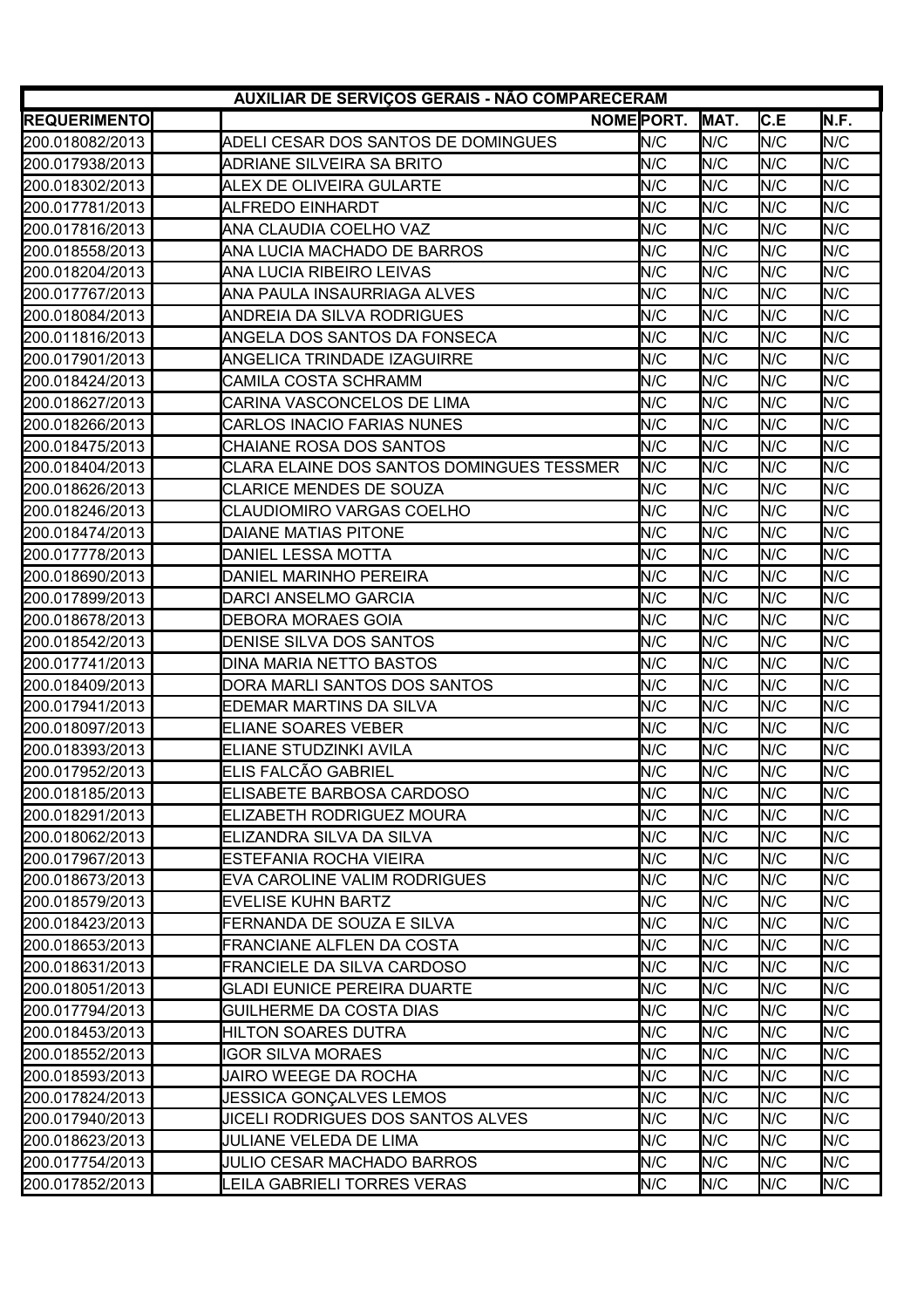| AUXILIAR DE SERVIÇOS GERAIS - NÃO COMPARECERAM | | | | | |
|---|---|---|---|---|---|
| REQUERIMENTO | NOME | PORT. | MAT. | C.E | N.F. |
| 200.018082/2013 | ADELI CESAR DOS SANTOS DE DOMINGUES | N/C | N/C | N/C | N/C |
| 200.017938/2013 | ADRIANE SILVEIRA SA BRITO | N/C | N/C | N/C | N/C |
| 200.018302/2013 | ALEX DE OLIVEIRA GULARTE | N/C | N/C | N/C | N/C |
| 200.017781/2013 | ALFREDO EINHARDT | N/C | N/C | N/C | N/C |
| 200.017816/2013 | ANA CLAUDIA COELHO VAZ | N/C | N/C | N/C | N/C |
| 200.018558/2013 | ANA LUCIA MACHADO DE BARROS | N/C | N/C | N/C | N/C |
| 200.018204/2013 | ANA LUCIA RIBEIRO LEIVAS | N/C | N/C | N/C | N/C |
| 200.017767/2013 | ANA PAULA INSAURRIAGA ALVES | N/C | N/C | N/C | N/C |
| 200.018084/2013 | ANDREIA DA SILVA RODRIGUES | N/C | N/C | N/C | N/C |
| 200.011816/2013 | ANGELA DOS SANTOS DA FONSECA | N/C | N/C | N/C | N/C |
| 200.017901/2013 | ANGELICA TRINDADE IZAGUIRRE | N/C | N/C | N/C | N/C |
| 200.018424/2013 | CAMILA COSTA SCHRAMM | N/C | N/C | N/C | N/C |
| 200.018627/2013 | CARINA VASCONCELOS DE LIMA | N/C | N/C | N/C | N/C |
| 200.018266/2013 | CARLOS INACIO FARIAS NUNES | N/C | N/C | N/C | N/C |
| 200.018475/2013 | CHAIANE ROSA DOS SANTOS | N/C | N/C | N/C | N/C |
| 200.018404/2013 | CLARA ELAINE DOS SANTOS DOMINGUES TESSMER | N/C | N/C | N/C | N/C |
| 200.018626/2013 | CLARICE MENDES DE SOUZA | N/C | N/C | N/C | N/C |
| 200.018246/2013 | CLAUDIOMIRO VARGAS COELHO | N/C | N/C | N/C | N/C |
| 200.018474/2013 | DAIANE MATIAS PITONE | N/C | N/C | N/C | N/C |
| 200.017778/2013 | DANIEL LESSA MOTTA | N/C | N/C | N/C | N/C |
| 200.018690/2013 | DANIEL MARINHO PEREIRA | N/C | N/C | N/C | N/C |
| 200.017899/2013 | DARCI ANSELMO GARCIA | N/C | N/C | N/C | N/C |
| 200.018678/2013 | DEBORA MORAES GOIA | N/C | N/C | N/C | N/C |
| 200.018542/2013 | DENISE SILVA DOS SANTOS | N/C | N/C | N/C | N/C |
| 200.017741/2013 | DINA MARIA NETTO BASTOS | N/C | N/C | N/C | N/C |
| 200.018409/2013 | DORA MARLI SANTOS DOS SANTOS | N/C | N/C | N/C | N/C |
| 200.017941/2013 | EDEMAR MARTINS DA SILVA | N/C | N/C | N/C | N/C |
| 200.018097/2013 | ELIANE SOARES VEBER | N/C | N/C | N/C | N/C |
| 200.018393/2013 | ELIANE STUDZINKI AVILA | N/C | N/C | N/C | N/C |
| 200.017952/2013 | ELIS FALCÃO GABRIEL | N/C | N/C | N/C | N/C |
| 200.018185/2013 | ELISABETE BARBOSA CARDOSO | N/C | N/C | N/C | N/C |
| 200.018291/2013 | ELIZABETH RODRIGUEZ MOURA | N/C | N/C | N/C | N/C |
| 200.018062/2013 | ELIZANDRA SILVA DA SILVA | N/C | N/C | N/C | N/C |
| 200.017967/2013 | ESTEFANIA ROCHA VIEIRA | N/C | N/C | N/C | N/C |
| 200.018673/2013 | EVA CAROLINE VALIM RODRIGUES | N/C | N/C | N/C | N/C |
| 200.018579/2013 | EVELISE KUHN BARTZ | N/C | N/C | N/C | N/C |
| 200.018423/2013 | FERNANDA DE SOUZA E SILVA | N/C | N/C | N/C | N/C |
| 200.018653/2013 | FRANCIANE ALFLEN DA COSTA | N/C | N/C | N/C | N/C |
| 200.018631/2013 | FRANCIELE DA SILVA CARDOSO | N/C | N/C | N/C | N/C |
| 200.018051/2013 | GLADI EUNICE PEREIRA DUARTE | N/C | N/C | N/C | N/C |
| 200.017794/2013 | GUILHERME DA COSTA DIAS | N/C | N/C | N/C | N/C |
| 200.018453/2013 | HILTON SOARES DUTRA | N/C | N/C | N/C | N/C |
| 200.018552/2013 | IGOR SILVA MORAES | N/C | N/C | N/C | N/C |
| 200.018593/2013 | JAIRO WEEGE DA ROCHA | N/C | N/C | N/C | N/C |
| 200.017824/2013 | JESSICA GONÇALVES LEMOS | N/C | N/C | N/C | N/C |
| 200.017940/2013 | JICELI RODRIGUES DOS SANTOS ALVES | N/C | N/C | N/C | N/C |
| 200.018623/2013 | JULIANE VELEDA DE LIMA | N/C | N/C | N/C | N/C |
| 200.017754/2013 | JULIO CESAR MACHADO BARROS | N/C | N/C | N/C | N/C |
| 200.017852/2013 | LEILA GABRIELI TORRES VERAS | N/C | N/C | N/C | N/C |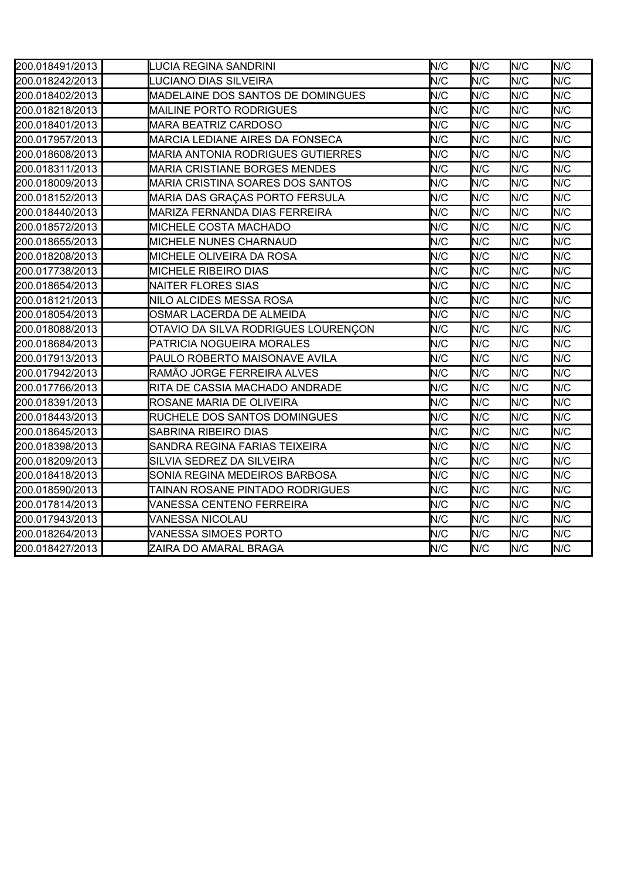| | | | | | | |
|---|---|---|---|---|---|---|
| 200.018491/2013 | | LUCIA REGINA SANDRINI | N/C | N/C | N/C | N/C |
| 200.018242/2013 | | LUCIANO DIAS SILVEIRA | N/C | N/C | N/C | N/C |
| 200.018402/2013 | | MADELAINE DOS SANTOS DE DOMINGUES | N/C | N/C | N/C | N/C |
| 200.018218/2013 | | MAILINE PORTO RODRIGUES | N/C | N/C | N/C | N/C |
| 200.018401/2013 | | MARA BEATRIZ CARDOSO | N/C | N/C | N/C | N/C |
| 200.017957/2013 | | MARCIA LEDIANE AIRES DA FONSECA | N/C | N/C | N/C | N/C |
| 200.018608/2013 | | MARIA ANTONIA RODRIGUES GUTIERRES | N/C | N/C | N/C | N/C |
| 200.018311/2013 | | MARIA CRISTIANE BORGES MENDES | N/C | N/C | N/C | N/C |
| 200.018009/2013 | | MARIA CRISTINA SOARES DOS SANTOS | N/C | N/C | N/C | N/C |
| 200.018152/2013 | | MARIA DAS GRAÇAS PORTO FERSULA | N/C | N/C | N/C | N/C |
| 200.018440/2013 | | MARIZA FERNANDA DIAS FERREIRA | N/C | N/C | N/C | N/C |
| 200.018572/2013 | | MICHELE COSTA MACHADO | N/C | N/C | N/C | N/C |
| 200.018655/2013 | | MICHELE NUNES CHARNAUD | N/C | N/C | N/C | N/C |
| 200.018208/2013 | | MICHELE OLIVEIRA DA ROSA | N/C | N/C | N/C | N/C |
| 200.017738/2013 | | MICHELE RIBEIRO DIAS | N/C | N/C | N/C | N/C |
| 200.018654/2013 | | NAITER FLORES SIAS | N/C | N/C | N/C | N/C |
| 200.018121/2013 | | NILO ALCIDES MESSA ROSA | N/C | N/C | N/C | N/C |
| 200.018054/2013 | | OSMAR LACERDA DE ALMEIDA | N/C | N/C | N/C | N/C |
| 200.018088/2013 | | OTAVIO DA SILVA RODRIGUES LOURENÇON | N/C | N/C | N/C | N/C |
| 200.018684/2013 | | PATRICIA NOGUEIRA MORALES | N/C | N/C | N/C | N/C |
| 200.017913/2013 | | PAULO ROBERTO MAISONAVE AVILA | N/C | N/C | N/C | N/C |
| 200.017942/2013 | | RAMÃO JORGE FERREIRA ALVES | N/C | N/C | N/C | N/C |
| 200.017766/2013 | | RITA DE CASSIA MACHADO ANDRADE | N/C | N/C | N/C | N/C |
| 200.018391/2013 | | ROSANE MARIA DE OLIVEIRA | N/C | N/C | N/C | N/C |
| 200.018443/2013 | | RUCHELE DOS SANTOS DOMINGUES | N/C | N/C | N/C | N/C |
| 200.018645/2013 | | SABRINA RIBEIRO DIAS | N/C | N/C | N/C | N/C |
| 200.018398/2013 | | SANDRA REGINA FARIAS TEIXEIRA | N/C | N/C | N/C | N/C |
| 200.018209/2013 | | SILVIA SEDREZ DA SILVEIRA | N/C | N/C | N/C | N/C |
| 200.018418/2013 | | SONIA REGINA MEDEIROS BARBOSA | N/C | N/C | N/C | N/C |
| 200.018590/2013 | | TAINAN ROSANE PINTADO RODRIGUES | N/C | N/C | N/C | N/C |
| 200.017814/2013 | | VANESSA CENTENO FERREIRA | N/C | N/C | N/C | N/C |
| 200.017943/2013 | | VANESSA NICOLAU | N/C | N/C | N/C | N/C |
| 200.018264/2013 | | VANESSA SIMOES PORTO | N/C | N/C | N/C | N/C |
| 200.018427/2013 | | ZAIRA DO AMARAL BRAGA | N/C | N/C | N/C | N/C |